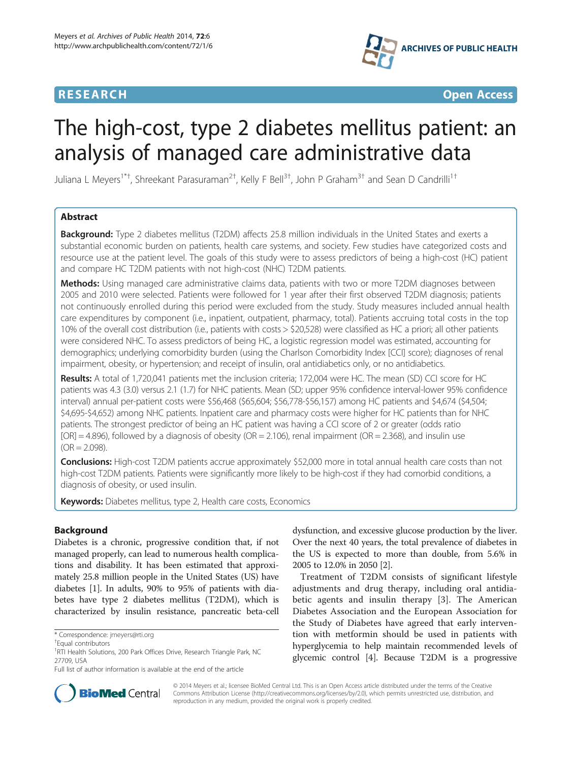RESEARCH Open Access

# The high-cost, type 2 diabetes mellitus patient: an analysis of managed care administrative data

Juliana L Meyers[1*†], Shreekant Parasuraman[2†], Kelly F Bell[3†], John P Graham[3†] and Sean D Candrilli[1†]

## Abstract

**Background:** Type 2 diabetes mellitus (T2DM) affects 25.8 million individuals in the United States and exerts a substantial economic burden on patients, health care systems, and society. Few studies have categorized costs and resource use at the patient level. The goals of this study were to assess predictors of being a high-cost (HC) patient and compare HC T2DM patients with not high-cost (NHC) T2DM patients.

**Methods:** Using managed care administrative claims data, patients with two or more T2DM diagnoses between 2005 and 2010 were selected. Patients were followed for 1 year after their first observed T2DM diagnosis; patients not continuously enrolled during this period were excluded from the study. Study measures included annual health care expenditures by component (i.e., inpatient, outpatient, pharmacy, total). Patients accruing total costs in the top 10% of the overall cost distribution (i.e., patients with costs > $20,528) were classified as HC a priori; all other patients were considered NHC. To assess predictors of being HC, a logistic regression model was estimated, accounting for demographics; underlying comorbidity burden (using the Charlson Comorbidity Index [CCI] score); diagnoses of renal impairment, obesity, or hypertension; and receipt of insulin, oral antidiabetics only, or no antidiabetics.

**Results:** A total of 1,720,041 patients met the inclusion criteria; 172,004 were HC. The mean (SD) CCI score for HC patients was 4.3 (3.0) versus 2.1 (1.7) for NHC patients. Mean (SD; upper 95% confidence interval-lower 95% confidence interval) annual per-patient costs were $56,468 ($65,604; $56,778-$56,157) among HC patients and $4,674 ($4,504; $4,695-$4,652) among NHC patients. Inpatient care and pharmacy costs were higher for HC patients than for NHC patients. The strongest predictor of being an HC patient was having a CCI score of 2 or greater (odds ratio [OR] = 4.896), followed by a diagnosis of obesity (OR = 2.106), renal impairment (OR = 2.368), and insulin use (OR = 2.098).

**Conclusions:** High-cost T2DM patients accrue approximately $52,000 more in total annual health care costs than not high-cost T2DM patients. Patients were significantly more likely to be high-cost if they had comorbid conditions, a diagnosis of obesity, or used insulin.

**Keywords:** Diabetes mellitus, type 2, Health care costs, Economics

## Background

Diabetes is a chronic, progressive condition that, if not managed properly, can lead to numerous health complications and disability. It has been estimated that approximately 25.8 million people in the United States (US) have diabetes [1]. In adults, 90% to 95% of patients with diabetes have type 2 diabetes mellitus (T2DM), which is characterized by insulin resistance, pancreatic beta-cell dysfunction, and excessive glucose production by the liver. Over the next 40 years, the total prevalence of diabetes in the US is expected to more than double, from 5.6% in 2005 to 12.0% in 2050 [2].

Treatment of T2DM consists of significant lifestyle adjustments and drug therapy, including oral antidiabetic agents and insulin therapy [3]. The American Diabetes Association and the European Association for the Study of Diabetes have agreed that early intervention with metformin should be used in patients with hyperglycemia to help maintain recommended levels of glycemic control [4]. Because T2DM is a progressive

\* Correspondence: jmeyers@rti.org
†Equal contributors
[1]RTI Health Solutions, 200 Park Offices Drive, Research Triangle Park, NC 27709, USA
Full list of author information is available at the end of the article

© 2014 Meyers et al.; licensee BioMed Central Ltd. This is an Open Access article distributed under the terms of the Creative Commons Attribution License (http://creativecommons.org/licenses/by/2.0), which permits unrestricted use, distribution, and reproduction in any medium, provided the original work is properly credited.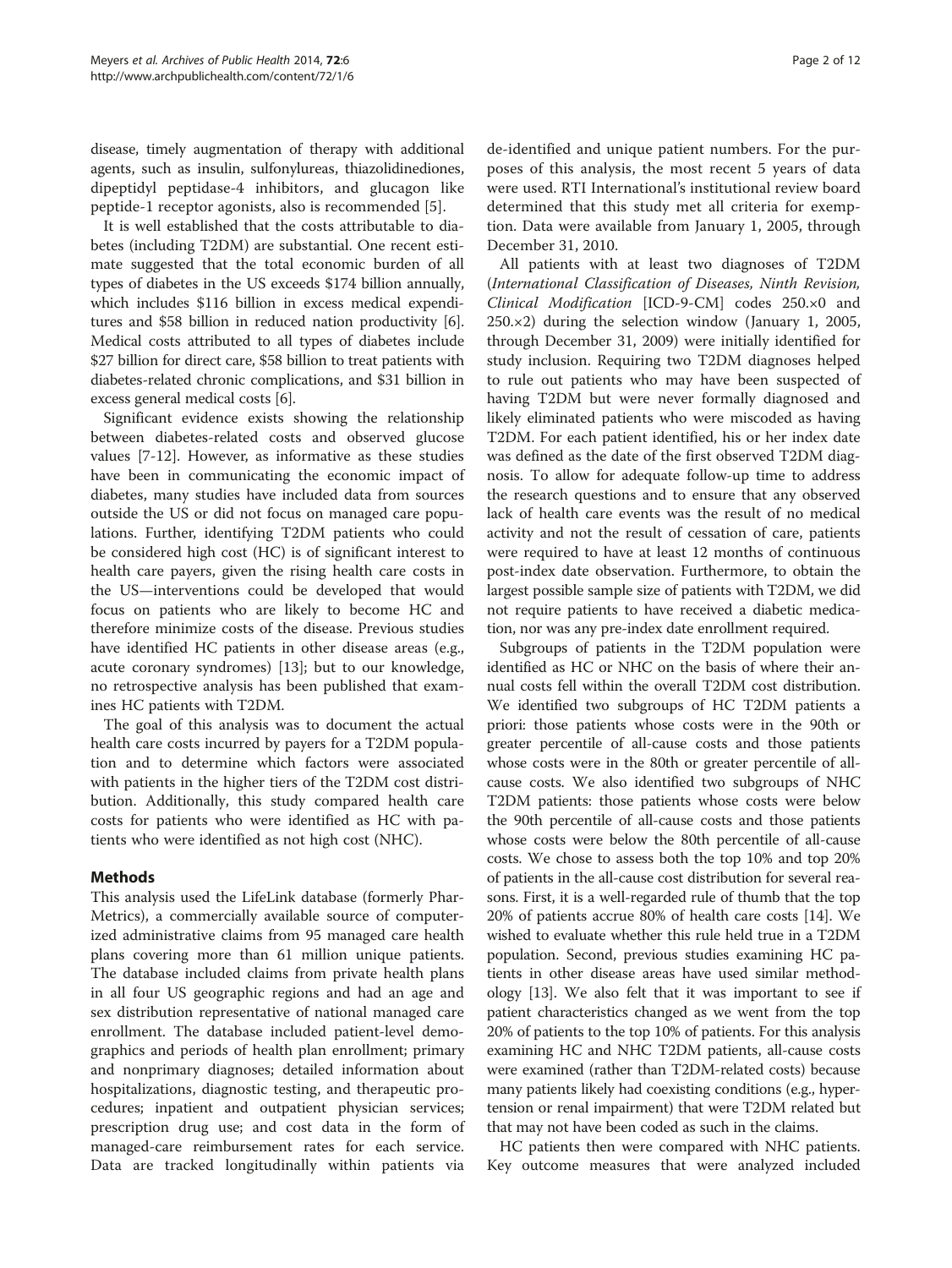disease, timely augmentation of therapy with additional agents, such as insulin, sulfonylureas, thiazolidinediones, dipeptidyl peptidase-4 inhibitors, and glucagon like peptide-1 receptor agonists, also is recommended [5].

It is well established that the costs attributable to diabetes (including T2DM) are substantial. One recent estimate suggested that the total economic burden of all types of diabetes in the US exceeds $174 billion annually, which includes $116 billion in excess medical expenditures and $58 billion in reduced nation productivity [6]. Medical costs attributed to all types of diabetes include $27 billion for direct care, $58 billion to treat patients with diabetes-related chronic complications, and $31 billion in excess general medical costs [6].

Significant evidence exists showing the relationship between diabetes-related costs and observed glucose values [7-12]. However, as informative as these studies have been in communicating the economic impact of diabetes, many studies have included data from sources outside the US or did not focus on managed care populations. Further, identifying T2DM patients who could be considered high cost (HC) is of significant interest to health care payers, given the rising health care costs in the US—interventions could be developed that would focus on patients who are likely to become HC and therefore minimize costs of the disease. Previous studies have identified HC patients in other disease areas (e.g., acute coronary syndromes) [13]; but to our knowledge, no retrospective analysis has been published that examines HC patients with T2DM.

The goal of this analysis was to document the actual health care costs incurred by payers for a T2DM population and to determine which factors were associated with patients in the higher tiers of the T2DM cost distribution. Additionally, this study compared health care costs for patients who were identified as HC with patients who were identified as not high cost (NHC).

## Methods

This analysis used the LifeLink database (formerly PharMetrics), a commercially available source of computerized administrative claims from 95 managed care health plans covering more than 61 million unique patients. The database included claims from private health plans in all four US geographic regions and had an age and sex distribution representative of national managed care enrollment. The database included patient-level demographics and periods of health plan enrollment; primary and nonprimary diagnoses; detailed information about hospitalizations, diagnostic testing, and therapeutic procedures; inpatient and outpatient physician services; prescription drug use; and cost data in the form of managed-care reimbursement rates for each service. Data are tracked longitudinally within patients via de-identified and unique patient numbers. For the purposes of this analysis, the most recent 5 years of data were used. RTI International's institutional review board determined that this study met all criteria for exemption. Data were available from January 1, 2005, through December 31, 2010.

All patients with at least two diagnoses of T2DM (*International Classification of Diseases, Ninth Revision, Clinical Modification* [ICD-9-CM] codes 250.×0 and 250.×2) during the selection window (January 1, 2005, through December 31, 2009) were initially identified for study inclusion. Requiring two T2DM diagnoses helped to rule out patients who may have been suspected of having T2DM but were never formally diagnosed and likely eliminated patients who were miscoded as having T2DM. For each patient identified, his or her index date was defined as the date of the first observed T2DM diagnosis. To allow for adequate follow-up time to address the research questions and to ensure that any observed lack of health care events was the result of no medical activity and not the result of cessation of care, patients were required to have at least 12 months of continuous post-index date observation. Furthermore, to obtain the largest possible sample size of patients with T2DM, we did not require patients to have received a diabetic medication, nor was any pre-index date enrollment required.

Subgroups of patients in the T2DM population were identified as HC or NHC on the basis of where their annual costs fell within the overall T2DM cost distribution. We identified two subgroups of HC T2DM patients a priori: those patients whose costs were in the 90th or greater percentile of all-cause costs and those patients whose costs were in the 80th or greater percentile of all-cause costs. We also identified two subgroups of NHC T2DM patients: those patients whose costs were below the 90th percentile of all-cause costs and those patients whose costs were below the 80th percentile of all-cause costs. We chose to assess both the top 10% and top 20% of patients in the all-cause cost distribution for several reasons. First, it is a well-regarded rule of thumb that the top 20% of patients accrue 80% of health care costs [14]. We wished to evaluate whether this rule held true in a T2DM population. Second, previous studies examining HC patients in other disease areas have used similar methodology [13]. We also felt that it was important to see if patient characteristics changed as we went from the top 20% of patients to the top 10% of patients. For this analysis examining HC and NHC T2DM patients, all-cause costs were examined (rather than T2DM-related costs) because many patients likely had coexisting conditions (e.g., hypertension or renal impairment) that were T2DM related but that may not have been coded as such in the claims.

HC patients then were compared with NHC patients. Key outcome measures that were analyzed included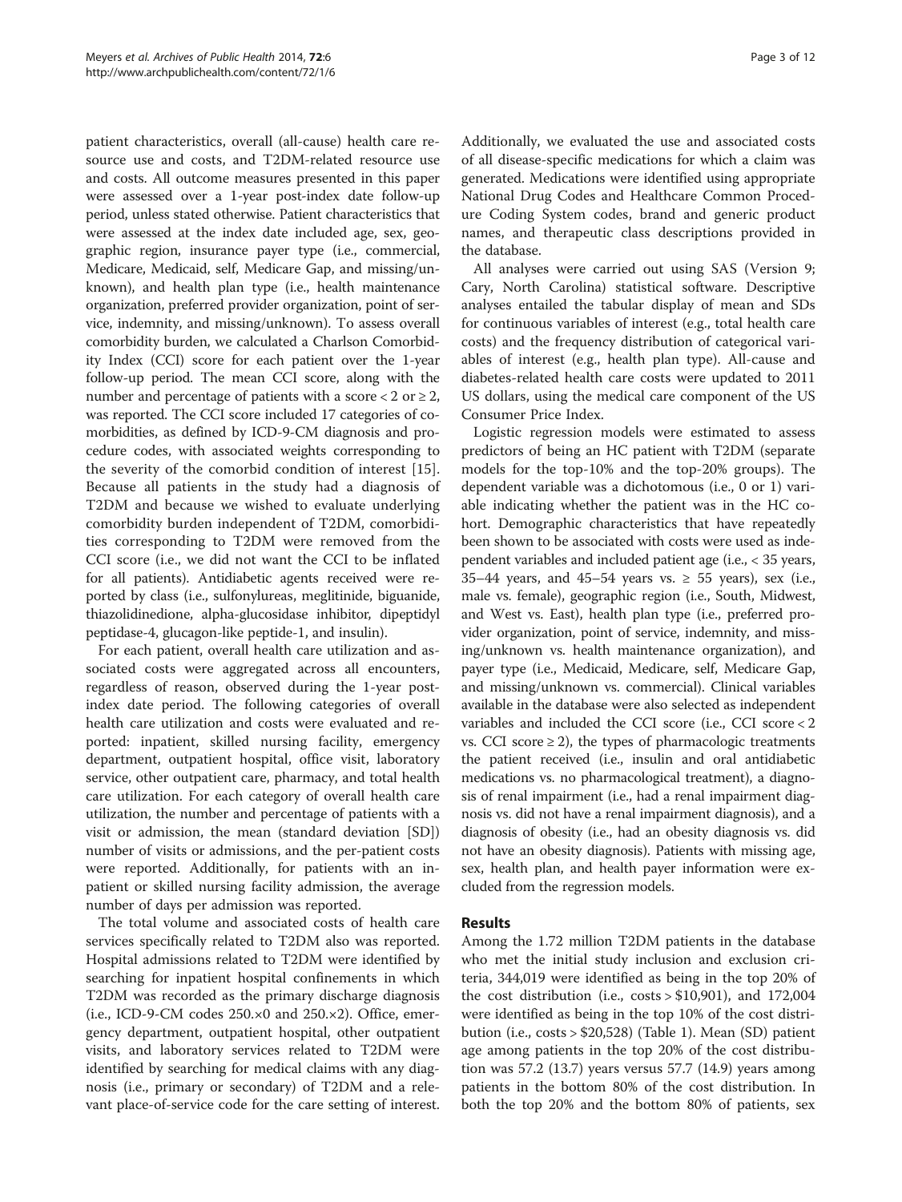patient characteristics, overall (all-cause) health care resource use and costs, and T2DM-related resource use and costs. All outcome measures presented in this paper were assessed over a 1-year post-index date follow-up period, unless stated otherwise. Patient characteristics that were assessed at the index date included age, sex, geographic region, insurance payer type (i.e., commercial, Medicare, Medicaid, self, Medicare Gap, and missing/unknown), and health plan type (i.e., health maintenance organization, preferred provider organization, point of service, indemnity, and missing/unknown). To assess overall comorbidity burden, we calculated a Charlson Comorbidity Index (CCI) score for each patient over the 1-year follow-up period. The mean CCI score, along with the number and percentage of patients with a score < 2 or ≥ 2, was reported. The CCI score included 17 categories of comorbidities, as defined by ICD-9-CM diagnosis and procedure codes, with associated weights corresponding to the severity of the comorbid condition of interest [15]. Because all patients in the study had a diagnosis of T2DM and because we wished to evaluate underlying comorbidity burden independent of T2DM, comorbidities corresponding to T2DM were removed from the CCI score (i.e., we did not want the CCI to be inflated for all patients). Antidiabetic agents received were reported by class (i.e., sulfonylureas, meglitinide, biguanide, thiazolidinedione, alpha-glucosidase inhibitor, dipeptidyl peptidase-4, glucagon-like peptide-1, and insulin).

For each patient, overall health care utilization and associated costs were aggregated across all encounters, regardless of reason, observed during the 1-year post-index date period. The following categories of overall health care utilization and costs were evaluated and reported: inpatient, skilled nursing facility, emergency department, outpatient hospital, office visit, laboratory service, other outpatient care, pharmacy, and total health care utilization. For each category of overall health care utilization, the number and percentage of patients with a visit or admission, the mean (standard deviation [SD]) number of visits or admissions, and the per-patient costs were reported. Additionally, for patients with an inpatient or skilled nursing facility admission, the average number of days per admission was reported.

The total volume and associated costs of health care services specifically related to T2DM also was reported. Hospital admissions related to T2DM were identified by searching for inpatient hospital confinements in which T2DM was recorded as the primary discharge diagnosis (i.e., ICD-9-CM codes 250.×0 and 250.×2). Office, emergency department, outpatient hospital, other outpatient visits, and laboratory services related to T2DM were identified by searching for medical claims with any diagnosis (i.e., primary or secondary) of T2DM and a relevant place-of-service code for the care setting of interest. Additionally, we evaluated the use and associated costs of all disease-specific medications for which a claim was generated. Medications were identified using appropriate National Drug Codes and Healthcare Common Procedure Coding System codes, brand and generic product names, and therapeutic class descriptions provided in the database.

All analyses were carried out using SAS (Version 9; Cary, North Carolina) statistical software. Descriptive analyses entailed the tabular display of mean and SDs for continuous variables of interest (e.g., total health care costs) and the frequency distribution of categorical variables of interest (e.g., health plan type). All-cause and diabetes-related health care costs were updated to 2011 US dollars, using the medical care component of the US Consumer Price Index.

Logistic regression models were estimated to assess predictors of being an HC patient with T2DM (separate models for the top-10% and the top-20% groups). The dependent variable was a dichotomous (i.e., 0 or 1) variable indicating whether the patient was in the HC cohort. Demographic characteristics that have repeatedly been shown to be associated with costs were used as independent variables and included patient age (i.e., < 35 years, 35–44 years, and 45–54 years vs. ≥ 55 years), sex (i.e., male vs. female), geographic region (i.e., South, Midwest, and West vs. East), health plan type (i.e., preferred provider organization, point of service, indemnity, and missing/unknown vs. health maintenance organization), and payer type (i.e., Medicaid, Medicare, self, Medicare Gap, and missing/unknown vs. commercial). Clinical variables available in the database were also selected as independent variables and included the CCI score (i.e., CCI score < 2 vs. CCI score ≥ 2), the types of pharmacologic treatments the patient received (i.e., insulin and oral antidiabetic medications vs. no pharmacological treatment), a diagnosis of renal impairment (i.e., had a renal impairment diagnosis vs. did not have a renal impairment diagnosis), and a diagnosis of obesity (i.e., had an obesity diagnosis vs. did not have an obesity diagnosis). Patients with missing age, sex, health plan, and health payer information were excluded from the regression models.

## Results

Among the 1.72 million T2DM patients in the database who met the initial study inclusion and exclusion criteria, 344,019 were identified as being in the top 20% of the cost distribution (i.e., costs > $10,901), and 172,004 were identified as being in the top 10% of the cost distribution (i.e., costs > $20,528) (Table 1). Mean (SD) patient age among patients in the top 20% of the cost distribution was 57.2 (13.7) years versus 57.7 (14.9) years among patients in the bottom 80% of the cost distribution. In both the top 20% and the bottom 80% of patients, sex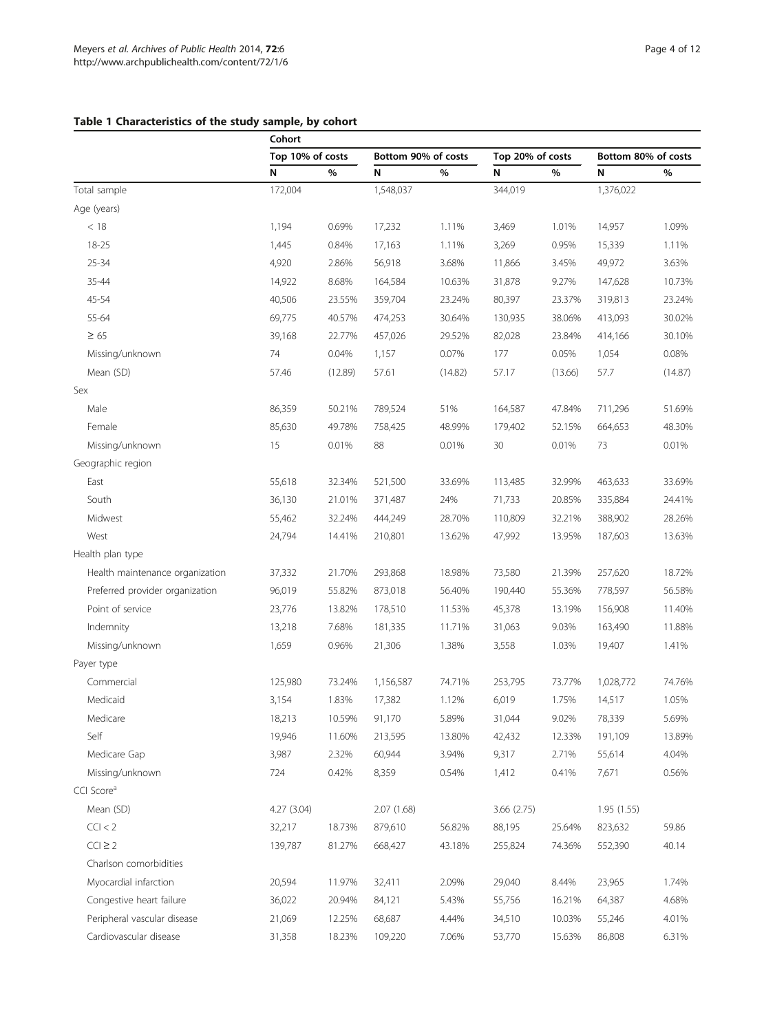**Table 1 Characteristics of the study sample, by cohort**

| | Cohort | | | | | | | |
|---|---|---|---|---|---|---|---|---|
| | Top 10% of costs | | Bottom 90% of costs | | Top 20% of costs | | Bottom 80% of costs | |
| | N | % | N | % | N | % | N | % |
| Total sample | 172,004 | | 1,548,037 | | 344,019 | | 1,376,022 | |
| Age (years) | | | | | | | | |
| < 18 | 1,194 | 0.69% | 17,232 | 1.11% | 3,469 | 1.01% | 14,957 | 1.09% |
| 18-25 | 1,445 | 0.84% | 17,163 | 1.11% | 3,269 | 0.95% | 15,339 | 1.11% |
| 25-34 | 4,920 | 2.86% | 56,918 | 3.68% | 11,866 | 3.45% | 49,972 | 3.63% |
| 35-44 | 14,922 | 8.68% | 164,584 | 10.63% | 31,878 | 9.27% | 147,628 | 10.73% |
| 45-54 | 40,506 | 23.55% | 359,704 | 23.24% | 80,397 | 23.37% | 319,813 | 23.24% |
| 55-64 | 69,775 | 40.57% | 474,253 | 30.64% | 130,935 | 38.06% | 413,093 | 30.02% |
| ≥ 65 | 39,168 | 22.77% | 457,026 | 29.52% | 82,028 | 23.84% | 414,166 | 30.10% |
| Missing/unknown | 74 | 0.04% | 1,157 | 0.07% | 177 | 0.05% | 1,054 | 0.08% |
| Mean (SD) | 57.46 | (12.89) | 57.61 | (14.82) | 57.17 | (13.66) | 57.7 | (14.87) |
| Sex | | | | | | | | |
| Male | 86,359 | 50.21% | 789,524 | 51% | 164,587 | 47.84% | 711,296 | 51.69% |
| Female | 85,630 | 49.78% | 758,425 | 48.99% | 179,402 | 52.15% | 664,653 | 48.30% |
| Missing/unknown | 15 | 0.01% | 88 | 0.01% | 30 | 0.01% | 73 | 0.01% |
| Geographic region | | | | | | | | |
| East | 55,618 | 32.34% | 521,500 | 33.69% | 113,485 | 32.99% | 463,633 | 33.69% |
| South | 36,130 | 21.01% | 371,487 | 24% | 71,733 | 20.85% | 335,884 | 24.41% |
| Midwest | 55,462 | 32.24% | 444,249 | 28.70% | 110,809 | 32.21% | 388,902 | 28.26% |
| West | 24,794 | 14.41% | 210,801 | 13.62% | 47,992 | 13.95% | 187,603 | 13.63% |
| Health plan type | | | | | | | | |
| Health maintenance organization | 37,332 | 21.70% | 293,868 | 18.98% | 73,580 | 21.39% | 257,620 | 18.72% |
| Preferred provider organization | 96,019 | 55.82% | 873,018 | 56.40% | 190,440 | 55.36% | 778,597 | 56.58% |
| Point of service | 23,776 | 13.82% | 178,510 | 11.53% | 45,378 | 13.19% | 156,908 | 11.40% |
| Indemnity | 13,218 | 7.68% | 181,335 | 11.71% | 31,063 | 9.03% | 163,490 | 11.88% |
| Missing/unknown | 1,659 | 0.96% | 21,306 | 1.38% | 3,558 | 1.03% | 19,407 | 1.41% |
| Payer type | | | | | | | | |
| Commercial | 125,980 | 73.24% | 1,156,587 | 74.71% | 253,795 | 73.77% | 1,028,772 | 74.76% |
| Medicaid | 3,154 | 1.83% | 17,382 | 1.12% | 6,019 | 1.75% | 14,517 | 1.05% |
| Medicare | 18,213 | 10.59% | 91,170 | 5.89% | 31,044 | 9.02% | 78,339 | 5.69% |
| Self | 19,946 | 11.60% | 213,595 | 13.80% | 42,432 | 12.33% | 191,109 | 13.89% |
| Medicare Gap | 3,987 | 2.32% | 60,944 | 3.94% | 9,317 | 2.71% | 55,614 | 4.04% |
| Missing/unknown | 724 | 0.42% | 8,359 | 0.54% | 1,412 | 0.41% | 7,671 | 0.56% |
| CCI Score[a] | | | | | | | | |
| Mean (SD) | 4.27 (3.04) | | 2.07 (1.68) | | 3.66 (2.75) | | 1.95 (1.55) | |
| CCI < 2 | 32,217 | 18.73% | 879,610 | 56.82% | 88,195 | 25.64% | 823,632 | 59.86 |
| CCI ≥ 2 | 139,787 | 81.27% | 668,427 | 43.18% | 255,824 | 74.36% | 552,390 | 40.14 |
| Charlson comorbidities | | | | | | | | |
| Myocardial infarction | 20,594 | 11.97% | 32,411 | 2.09% | 29,040 | 8.44% | 23,965 | 1.74% |
| Congestive heart failure | 36,022 | 20.94% | 84,121 | 5.43% | 55,756 | 16.21% | 64,387 | 4.68% |
| Peripheral vascular disease | 21,069 | 12.25% | 68,687 | 4.44% | 34,510 | 10.03% | 55,246 | 4.01% |
| Cardiovascular disease | 31,358 | 18.23% | 109,220 | 7.06% | 53,770 | 15.63% | 86,808 | 6.31% |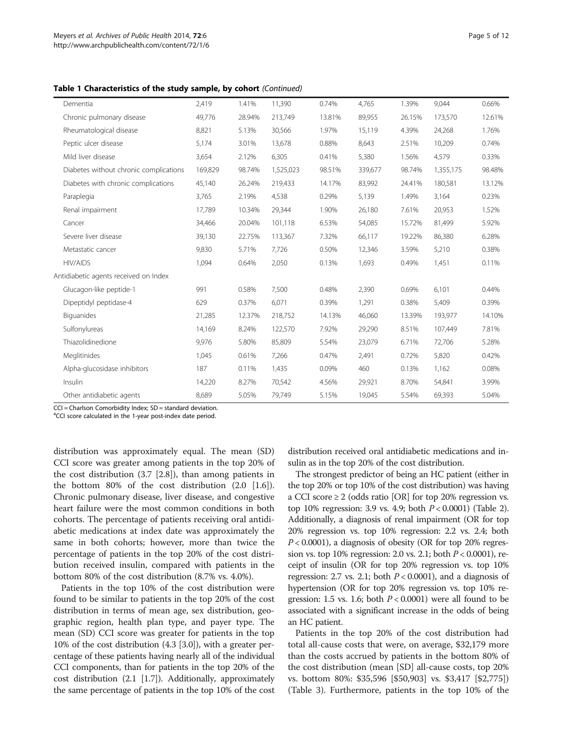**Table 1 Characteristics of the study sample, by cohort** *(Continued)*

| | | | | | | | | |
|---|---|---|---|---|---|---|---|---|
| Dementia | 2,419 | 1.41% | 11,390 | 0.74% | 4,765 | 1.39% | 9,044 | 0.66% |
| Chronic pulmonary disease | 49,776 | 28.94% | 213,749 | 13.81% | 89,955 | 26.15% | 173,570 | 12.61% |
| Rheumatological disease | 8,821 | 5.13% | 30,566 | 1.97% | 15,119 | 4.39% | 24,268 | 1.76% |
| Peptic ulcer disease | 5,174 | 3.01% | 13,678 | 0.88% | 8,643 | 2.51% | 10,209 | 0.74% |
| Mild liver disease | 3,654 | 2.12% | 6,305 | 0.41% | 5,380 | 1.56% | 4,579 | 0.33% |
| Diabetes without chronic complications | 169,829 | 98.74% | 1,525,023 | 98.51% | 339,677 | 98.74% | 1,355,175 | 98.48% |
| Diabetes with chronic complications | 45,140 | 26.24% | 219,433 | 14.17% | 83,992 | 24.41% | 180,581 | 13.12% |
| Paraplegia | 3,765 | 2.19% | 4,538 | 0.29% | 5,139 | 1.49% | 3,164 | 0.23% |
| Renal impairment | 17,789 | 10.34% | 29,344 | 1.90% | 26,180 | 7.61% | 20,953 | 1.52% |
| Cancer | 34,466 | 20.04% | 101,118 | 6.53% | 54,085 | 15.72% | 81,499 | 5.92% |
| Severe liver disease | 39,130 | 22.75% | 113,367 | 7.32% | 66,117 | 19.22% | 86,380 | 6.28% |
| Metastatic cancer | 9,830 | 5.71% | 7,726 | 0.50% | 12,346 | 3.59% | 5,210 | 0.38% |
| HIV/AIDS | 1,094 | 0.64% | 2,050 | 0.13% | 1,693 | 0.49% | 1,451 | 0.11% |
| Antidiabetic agents received on Index | | | | | | | | |
| Glucagon-like peptide-1 | 991 | 0.58% | 7,500 | 0.48% | 2,390 | 0.69% | 6,101 | 0.44% |
| Dipeptidyl peptidase-4 | 629 | 0.37% | 6,071 | 0.39% | 1,291 | 0.38% | 5,409 | 0.39% |
| Biguanides | 21,285 | 12.37% | 218,752 | 14.13% | 46,060 | 13.39% | 193,977 | 14.10% |
| Sulfonylureas | 14,169 | 8.24% | 122,570 | 7.92% | 29,290 | 8.51% | 107,449 | 7.81% |
| Thiazolidinedione | 9,976 | 5.80% | 85,809 | 5.54% | 23,079 | 6.71% | 72,706 | 5.28% |
| Meglitinides | 1,045 | 0.61% | 7,266 | 0.47% | 2,491 | 0.72% | 5,820 | 0.42% |
| Alpha-glucosidase inhibitors | 187 | 0.11% | 1,435 | 0.09% | 460 | 0.13% | 1,162 | 0.08% |
| Insulin | 14,220 | 8.27% | 70,542 | 4.56% | 29,921 | 8.70% | 54,841 | 3.99% |
| Other antidiabetic agents | 8,689 | 5.05% | 79,749 | 5.15% | 19,045 | 5.54% | 69,393 | 5.04% |

CCI = Charlson Comorbidity Index; SD = standard deviation.
[a]CCI score calculated in the 1-year post-index date period.

distribution was approximately equal. The mean (SD) CCI score was greater among patients in the top 20% of the cost distribution (3.7 [2.8]), than among patients in the bottom 80% of the cost distribution (2.0 [1.6]). Chronic pulmonary disease, liver disease, and congestive heart failure were the most common conditions in both cohorts. The percentage of patients receiving oral antidiabetic medications at index date was approximately the same in both cohorts; however, more than twice the percentage of patients in the top 20% of the cost distribution received insulin, compared with patients in the bottom 80% of the cost distribution (8.7% vs. 4.0%).

Patients in the top 10% of the cost distribution were found to be similar to patients in the top 20% of the cost distribution in terms of mean age, sex distribution, geographic region, health plan type, and payer type. The mean (SD) CCI score was greater for patients in the top 10% of the cost distribution (4.3 [3.0]), with a greater percentage of these patients having nearly all of the individual CCI components, than for patients in the top 20% of the cost distribution (2.1 [1.7]). Additionally, approximately the same percentage of patients in the top 10% of the cost distribution received oral antidiabetic medications and insulin as in the top 20% of the cost distribution.

The strongest predictor of being an HC patient (either in the top 20% or top 10% of the cost distribution) was having a CCI score ≥ 2 (odds ratio [OR] for top 20% regression vs. top 10% regression: 3.9 vs. 4.9; both $P < 0.0001$) (Table 2). Additionally, a diagnosis of renal impairment (OR for top 20% regression vs. top 10% regression: 2.2 vs. 2.4; both $P < 0.0001$), a diagnosis of obesity (OR for top 20% regression vs. top 10% regression: 2.0 vs. 2.1; both $P < 0.0001$), receipt of insulin (OR for top 20% regression vs. top 10% regression: 2.7 vs. 2.1; both $P < 0.0001$), and a diagnosis of hypertension (OR for top 20% regression vs. top 10% regression: 1.5 vs. 1.6; both $P < 0.0001$) were all found to be associated with a significant increase in the odds of being an HC patient.

Patients in the top 20% of the cost distribution had total all-cause costs that were, on average, $32,179 more than the costs accrued by patients in the bottom 80% of the cost distribution (mean [SD] all-cause costs, top 20% vs. bottom 80%: $35,596 [$50,903] vs. $3,417 [$2,775]) (Table 3). Furthermore, patients in the top 10% of the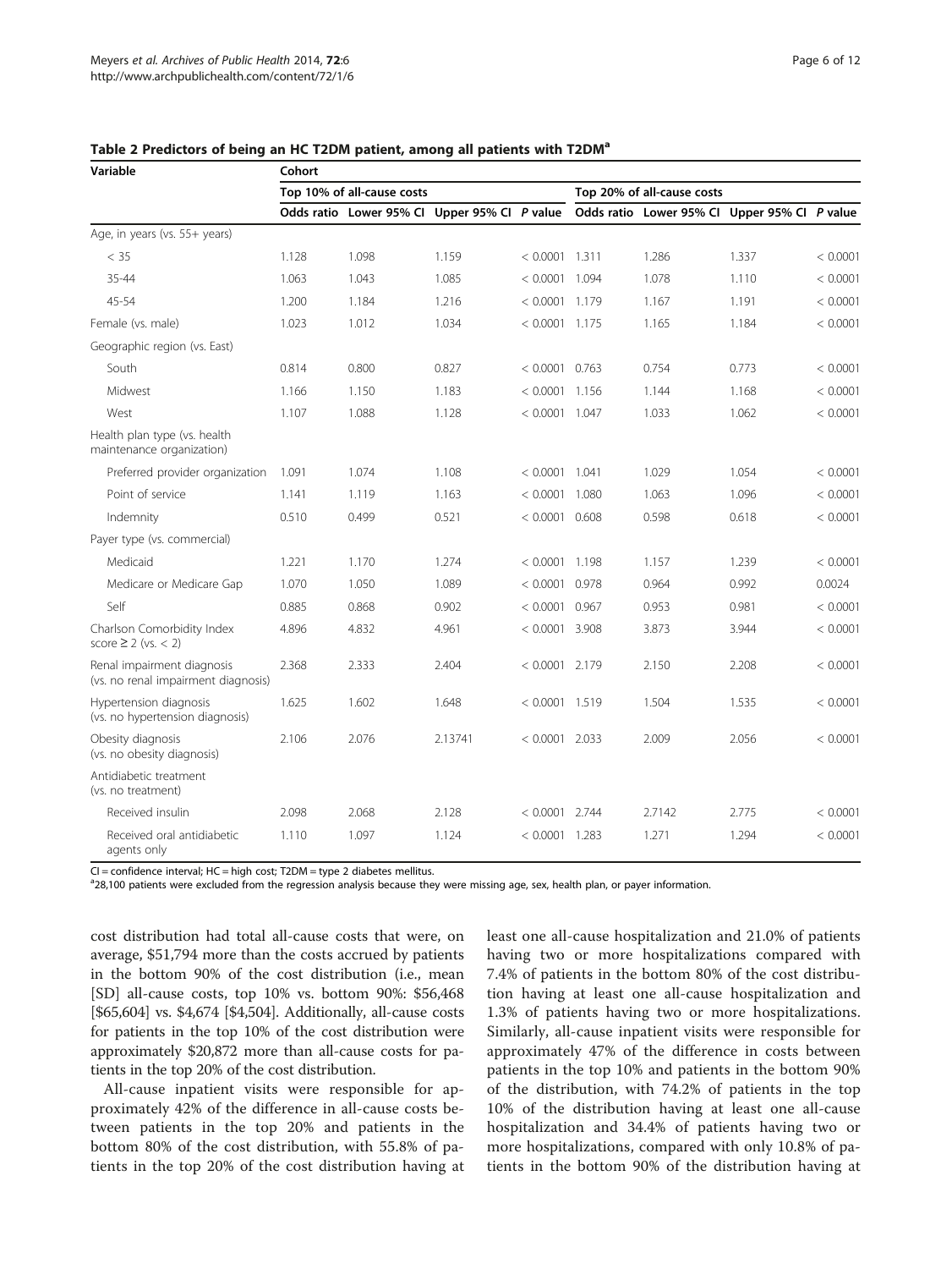**Table 2 Predictors of being an HC T2DM patient, among all patients with T2DM[a]**

| Variable | Cohort | | | | | | | |
|---|---|---|---|---|---|---|---|---|
| | Top 10% of all-cause costs | | | | Top 20% of all-cause costs | | | |
| | Odds ratio | Lower 95% CI | Upper 95% CI | *P* value | Odds ratio | Lower 95% CI | Upper 95% CI | *P* value |
| Age, in years (vs. 55+ years) | | | | | | | | |
| < 35 | 1.128 | 1.098 | 1.159 | < 0.0001 | 1.311 | 1.286 | 1.337 | < 0.0001 |
| 35-44 | 1.063 | 1.043 | 1.085 | < 0.0001 | 1.094 | 1.078 | 1.110 | < 0.0001 |
| 45-54 | 1.200 | 1.184 | 1.216 | < 0.0001 | 1.179 | 1.167 | 1.191 | < 0.0001 |
| Female (vs. male) | 1.023 | 1.012 | 1.034 | < 0.0001 | 1.175 | 1.165 | 1.184 | < 0.0001 |
| Geographic region (vs. East) | | | | | | | | |
| South | 0.814 | 0.800 | 0.827 | < 0.0001 | 0.763 | 0.754 | 0.773 | < 0.0001 |
| Midwest | 1.166 | 1.150 | 1.183 | < 0.0001 | 1.156 | 1.144 | 1.168 | < 0.0001 |
| West | 1.107 | 1.088 | 1.128 | < 0.0001 | 1.047 | 1.033 | 1.062 | < 0.0001 |
| Health plan type (vs. health maintenance organization) | | | | | | | | |
| Preferred provider organization | 1.091 | 1.074 | 1.108 | < 0.0001 | 1.041 | 1.029 | 1.054 | < 0.0001 |
| Point of service | 1.141 | 1.119 | 1.163 | < 0.0001 | 1.080 | 1.063 | 1.096 | < 0.0001 |
| Indemnity | 0.510 | 0.499 | 0.521 | < 0.0001 | 0.608 | 0.598 | 0.618 | < 0.0001 |
| Payer type (vs. commercial) | | | | | | | | |
| Medicaid | 1.221 | 1.170 | 1.274 | < 0.0001 | 1.198 | 1.157 | 1.239 | < 0.0001 |
| Medicare or Medicare Gap | 1.070 | 1.050 | 1.089 | < 0.0001 | 0.978 | 0.964 | 0.992 | 0.0024 |
| Self | 0.885 | 0.868 | 0.902 | < 0.0001 | 0.967 | 0.953 | 0.981 | < 0.0001 |
| Charlson Comorbidity Index score ≥ 2 (vs. < 2) | 4.896 | 4.832 | 4.961 | < 0.0001 | 3.908 | 3.873 | 3.944 | < 0.0001 |
| Renal impairment diagnosis (vs. no renal impairment diagnosis) | 2.368 | 2.333 | 2.404 | < 0.0001 | 2.179 | 2.150 | 2.208 | < 0.0001 |
| Hypertension diagnosis (vs. no hypertension diagnosis) | 1.625 | 1.602 | 1.648 | < 0.0001 | 1.519 | 1.504 | 1.535 | < 0.0001 |
| Obesity diagnosis (vs. no obesity diagnosis) | 2.106 | 2.076 | 2.13741 | < 0.0001 | 2.033 | 2.009 | 2.056 | < 0.0001 |
| Antidiabetic treatment (vs. no treatment) | | | | | | | | |
| Received insulin | 2.098 | 2.068 | 2.128 | < 0.0001 | 2.744 | 2.7142 | 2.775 | < 0.0001 |
| Received oral antidiabetic agents only | 1.110 | 1.097 | 1.124 | < 0.0001 | 1.283 | 1.271 | 1.294 | < 0.0001 |

CI = confidence interval; HC = high cost; T2DM = type 2 diabetes mellitus.
[a]28,100 patients were excluded from the regression analysis because they were missing age, sex, health plan, or payer information.

cost distribution had total all-cause costs that were, on average, $51,794 more than the costs accrued by patients in the bottom 90% of the cost distribution (i.e., mean [SD] all-cause costs, top 10% vs. bottom 90%: $56,468 [$65,604] vs. $4,674 [$4,504]. Additionally, all-cause costs for patients in the top 10% of the cost distribution were approximately $20,872 more than all-cause costs for patients in the top 20% of the cost distribution.

All-cause inpatient visits were responsible for approximately 42% of the difference in all-cause costs between patients in the top 20% and patients in the bottom 80% of the cost distribution, with 55.8% of patients in the top 20% of the cost distribution having at least one all-cause hospitalization and 21.0% of patients having two or more hospitalizations compared with 7.4% of patients in the bottom 80% of the cost distribution having at least one all-cause hospitalization and 1.3% of patients having two or more hospitalizations. Similarly, all-cause inpatient visits were responsible for approximately 47% of the difference in costs between patients in the top 10% and patients in the bottom 90% of the distribution, with 74.2% of patients in the top 10% of the distribution having at least one all-cause hospitalization and 34.4% of patients having two or more hospitalizations, compared with only 10.8% of patients in the bottom 90% of the distribution having at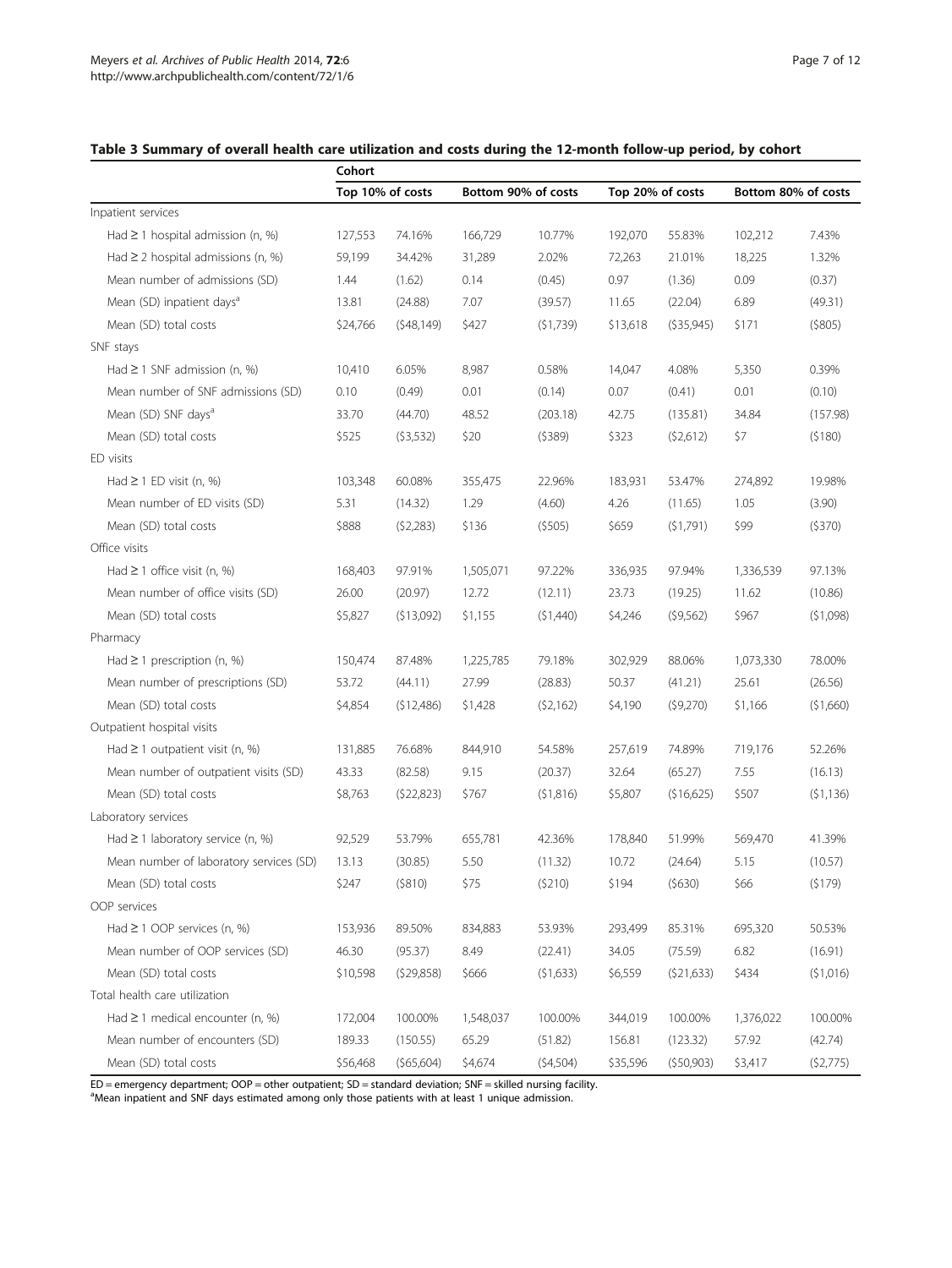**Table 3 Summary of overall health care utilization and costs during the 12-month follow-up period, by cohort**

| | Cohort | | | | | | | |
|---|---|---|---|---|---|---|---|---|
| | Top 10% of costs | | Bottom 90% of costs | | Top 20% of costs | | Bottom 80% of costs | |
| Inpatient services | | | | | | | | |
| Had ≥ 1 hospital admission (n, %) | 127,553 | 74.16% | 166,729 | 10.77% | 192,070 | 55.83% | 102,212 | 7.43% |
| Had ≥ 2 hospital admissions (n, %) | 59,199 | 34.42% | 31,289 | 2.02% | 72,263 | 21.01% | 18,225 | 1.32% |
| Mean number of admissions (SD) | 1.44 | (1.62) | 0.14 | (0.45) | 0.97 | (1.36) | 0.09 | (0.37) |
| Mean (SD) inpatient days[a] | 13.81 | (24.88) | 7.07 | (39.57) | 11.65 | (22.04) | 6.89 | (49.31) |
| Mean (SD) total costs | $24,766 | ($48,149) | $427 | ($1,739) | $13,618 | ($35,945) | $171 | ($805) |
| SNF stays | | | | | | | | |
| Had ≥ 1 SNF admission (n, %) | 10,410 | 6.05% | 8,987 | 0.58% | 14,047 | 4.08% | 5,350 | 0.39% |
| Mean number of SNF admissions (SD) | 0.10 | (0.49) | 0.01 | (0.14) | 0.07 | (0.41) | 0.01 | (0.10) |
| Mean (SD) SNF days[a] | 33.70 | (44.70) | 48.52 | (203.18) | 42.75 | (135.81) | 34.84 | (157.98) |
| Mean (SD) total costs | $525 | ($3,532) | $20 | ($389) | $323 | ($2,612) | $7 | ($180) |
| ED visits | | | | | | | | |
| Had ≥ 1 ED visit (n, %) | 103,348 | 60.08% | 355,475 | 22.96% | 183,931 | 53.47% | 274,892 | 19.98% |
| Mean number of ED visits (SD) | 5.31 | (14.32) | 1.29 | (4.60) | 4.26 | (11.65) | 1.05 | (3.90) |
| Mean (SD) total costs | $888 | ($2,283) | $136 | ($505) | $659 | ($1,791) | $99 | ($370) |
| Office visits | | | | | | | | |
| Had ≥ 1 office visit (n, %) | 168,403 | 97.91% | 1,505,071 | 97.22% | 336,935 | 97.94% | 1,336,539 | 97.13% |
| Mean number of office visits (SD) | 26.00 | (20.97) | 12.72 | (12.11) | 23.73 | (19.25) | 11.62 | (10.86) |
| Mean (SD) total costs | $5,827 | ($13,092) | $1,155 | ($1,440) | $4,246 | ($9,562) | $967 | ($1,098) |
| Pharmacy | | | | | | | | |
| Had ≥ 1 prescription (n, %) | 150,474 | 87.48% | 1,225,785 | 79.18% | 302,929 | 88.06% | 1,073,330 | 78.00% |
| Mean number of prescriptions (SD) | 53.72 | (44.11) | 27.99 | (28.83) | 50.37 | (41.21) | 25.61 | (26.56) |
| Mean (SD) total costs | $4,854 | ($12,486) | $1,428 | ($2,162) | $4,190 | ($9,270) | $1,166 | ($1,660) |
| Outpatient hospital visits | | | | | | | | |
| Had ≥ 1 outpatient visit (n, %) | 131,885 | 76.68% | 844,910 | 54.58% | 257,619 | 74.89% | 719,176 | 52.26% |
| Mean number of outpatient visits (SD) | 43.33 | (82.58) | 9.15 | (20.37) | 32.64 | (65.27) | 7.55 | (16.13) |
| Mean (SD) total costs | $8,763 | ($22,823) | $767 | ($1,816) | $5,807 | ($16,625) | $507 | ($1,136) |
| Laboratory services | | | | | | | | |
| Had ≥ 1 laboratory service (n, %) | 92,529 | 53.79% | 655,781 | 42.36% | 178,840 | 51.99% | 569,470 | 41.39% |
| Mean number of laboratory services (SD) | 13.13 | (30.85) | 5.50 | (11.32) | 10.72 | (24.64) | 5.15 | (10.57) |
| Mean (SD) total costs | $247 | ($810) | $75 | ($210) | $194 | ($630) | $66 | ($179) |
| OOP services | | | | | | | | |
| Had ≥ 1 OOP services (n, %) | 153,936 | 89.50% | 834,883 | 53.93% | 293,499 | 85.31% | 695,320 | 50.53% |
| Mean number of OOP services (SD) | 46.30 | (95.37) | 8.49 | (22.41) | 34.05 | (75.59) | 6.82 | (16.91) |
| Mean (SD) total costs | $10,598 | ($29,858) | $666 | ($1,633) | $6,559 | ($21,633) | $434 | ($1,016) |
| Total health care utilization | | | | | | | | |
| Had ≥ 1 medical encounter (n, %) | 172,004 | 100.00% | 1,548,037 | 100.00% | 344,019 | 100.00% | 1,376,022 | 100.00% |
| Mean number of encounters (SD) | 189.33 | (150.55) | 65.29 | (51.82) | 156.81 | (123.32) | 57.92 | (42.74) |
| Mean (SD) total costs | $56,468 | ($65,604) | $4,674 | ($4,504) | $35,596 | ($50,903) | $3,417 | ($2,775) |

ED = emergency department; OOP = other outpatient; SD = standard deviation; SNF = skilled nursing facility.
[a]Mean inpatient and SNF days estimated among only those patients with at least 1 unique admission.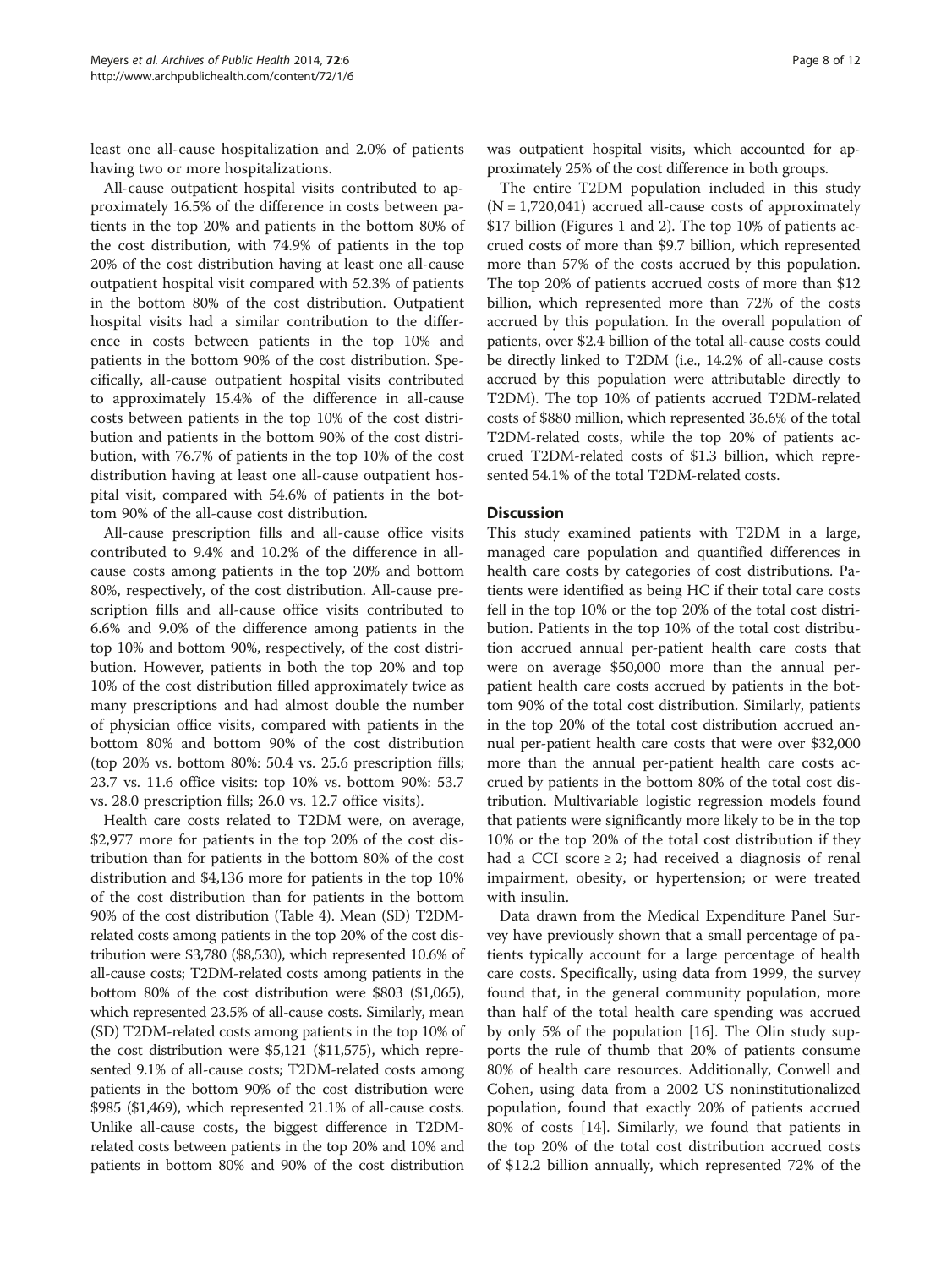least one all-cause hospitalization and 2.0% of patients having two or more hospitalizations.

All-cause outpatient hospital visits contributed to approximately 16.5% of the difference in costs between patients in the top 20% and patients in the bottom 80% of the cost distribution, with 74.9% of patients in the top 20% of the cost distribution having at least one all-cause outpatient hospital visit compared with 52.3% of patients in the bottom 80% of the cost distribution. Outpatient hospital visits had a similar contribution to the difference in costs between patients in the top 10% and patients in the bottom 90% of the cost distribution. Specifically, all-cause outpatient hospital visits contributed to approximately 15.4% of the difference in all-cause costs between patients in the top 10% of the cost distribution and patients in the bottom 90% of the cost distribution, with 76.7% of patients in the top 10% of the cost distribution having at least one all-cause outpatient hospital visit, compared with 54.6% of patients in the bottom 90% of the all-cause cost distribution.

All-cause prescription fills and all-cause office visits contributed to 9.4% and 10.2% of the difference in all-cause costs among patients in the top 20% and bottom 80%, respectively, of the cost distribution. All-cause prescription fills and all-cause office visits contributed to 6.6% and 9.0% of the difference among patients in the top 10% and bottom 90%, respectively, of the cost distribution. However, patients in both the top 20% and top 10% of the cost distribution filled approximately twice as many prescriptions and had almost double the number of physician office visits, compared with patients in the bottom 80% and bottom 90% of the cost distribution (top 20% vs. bottom 80%: 50.4 vs. 25.6 prescription fills; 23.7 vs. 11.6 office visits: top 10% vs. bottom 90%: 53.7 vs. 28.0 prescription fills; 26.0 vs. 12.7 office visits).

Health care costs related to T2DM were, on average, \$2,977 more for patients in the top 20% of the cost distribution than for patients in the bottom 80% of the cost distribution and \$4,136 more for patients in the top 10% of the cost distribution than for patients in the bottom 90% of the cost distribution (Table 4). Mean (SD) T2DM-related costs among patients in the top 20% of the cost distribution were \$3,780 (\$8,530), which represented 10.6% of all-cause costs; T2DM-related costs among patients in the bottom 80% of the cost distribution were \$803 (\$1,065), which represented 23.5% of all-cause costs. Similarly, mean (SD) T2DM-related costs among patients in the top 10% of the cost distribution were \$5,121 (\$11,575), which represented 9.1% of all-cause costs; T2DM-related costs among patients in the bottom 90% of the cost distribution were \$985 (\$1,469), which represented 21.1% of all-cause costs. Unlike all-cause costs, the biggest difference in T2DM-related costs between patients in the top 20% and 10% and patients in bottom 80% and 90% of the cost distribution was outpatient hospital visits, which accounted for approximately 25% of the cost difference in both groups.

The entire T2DM population included in this study (N = 1,720,041) accrued all-cause costs of approximately \$17 billion (Figures 1 and 2). The top 10% of patients accrued costs of more than \$9.7 billion, which represented more than 57% of the costs accrued by this population. The top 20% of patients accrued costs of more than \$12 billion, which represented more than 72% of the costs accrued by this population. In the overall population of patients, over \$2.4 billion of the total all-cause costs could be directly linked to T2DM (i.e., 14.2% of all-cause costs accrued by this population were attributable directly to T2DM). The top 10% of patients accrued T2DM-related costs of \$880 million, which represented 36.6% of the total T2DM-related costs, while the top 20% of patients accrued T2DM-related costs of \$1.3 billion, which represented 54.1% of the total T2DM-related costs.

## Discussion

This study examined patients with T2DM in a large, managed care population and quantified differences in health care costs by categories of cost distributions. Patients were identified as being HC if their total care costs fell in the top 10% or the top 20% of the total cost distribution. Patients in the top 10% of the total cost distribution accrued annual per-patient health care costs that were on average \$50,000 more than the annual per-patient health care costs accrued by patients in the bottom 90% of the total cost distribution. Similarly, patients in the top 20% of the total cost distribution accrued annual per-patient health care costs that were over \$32,000 more than the annual per-patient health care costs accrued by patients in the bottom 80% of the total cost distribution. Multivariable logistic regression models found that patients were significantly more likely to be in the top 10% or the top 20% of the total cost distribution if they had a CCI score ≥ 2; had received a diagnosis of renal impairment, obesity, or hypertension; or were treated with insulin.

Data drawn from the Medical Expenditure Panel Survey have previously shown that a small percentage of patients typically account for a large percentage of health care costs. Specifically, using data from 1999, the survey found that, in the general community population, more than half of the total health care spending was accrued by only 5% of the population [16]. The Olin study supports the rule of thumb that 20% of patients consume 80% of health care resources. Additionally, Conwell and Cohen, using data from a 2002 US noninstitutionalized population, found that exactly 20% of patients accrued 80% of costs [14]. Similarly, we found that patients in the top 20% of the total cost distribution accrued costs of \$12.2 billion annually, which represented 72% of the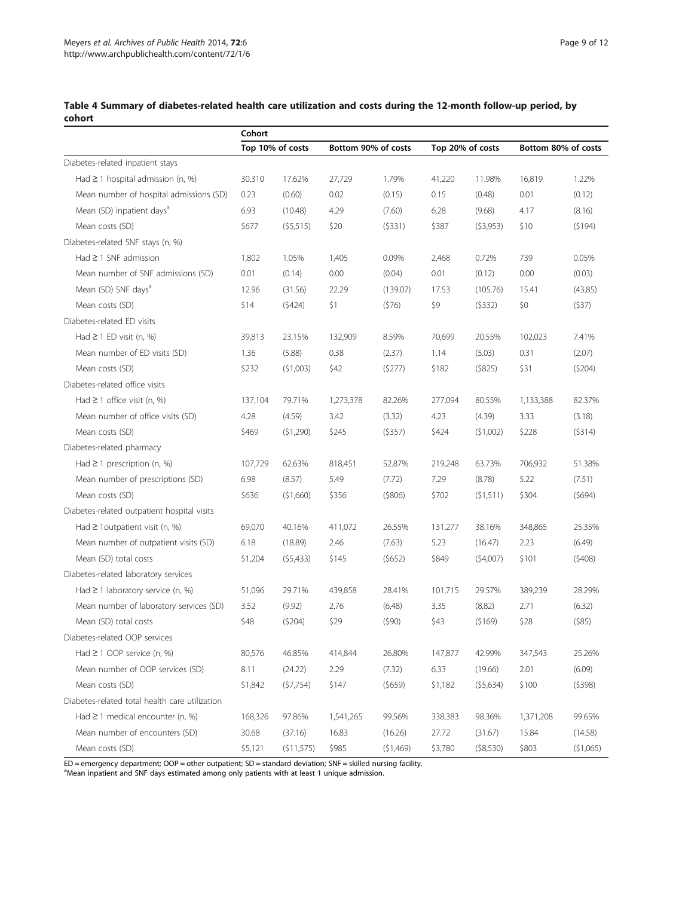**Table 4 Summary of diabetes-related health care utilization and costs during the 12-month follow-up period, by cohort**

| | Cohort | | | | | | | |
|---|---|---|---|---|---|---|---|---|
| | Top 10% of costs | | Bottom 90% of costs | | Top 20% of costs | | Bottom 80% of costs | |
| Diabetes-related inpatient stays | | | | | | | | |
| Had ≥ 1 hospital admission (n, %) | 30,310 | 17.62% | 27,729 | 1.79% | 41,220 | 11.98% | 16,819 | 1.22% |
| Mean number of hospital admissions (SD) | 0.23 | (0.60) | 0.02 | (0.15) | 0.15 | (0.48) | 0.01 | (0.12) |
| Mean (SD) inpatient days[a] | 6.93 | (10.48) | 4.29 | (7.60) | 6.28 | (9.68) | 4.17 | (8.16) |
| Mean costs (SD) | $677 | ($5,515) | $20 | ($331) | $387 | ($3,953) | $10 | ($194) |
| Diabetes-related SNF stays (n, %) | | | | | | | | |
| Had ≥ 1 SNF admission | 1,802 | 1.05% | 1,405 | 0.09% | 2,468 | 0.72% | 739 | 0.05% |
| Mean number of SNF admissions (SD) | 0.01 | (0.14) | 0.00 | (0.04) | 0.01 | (0.12) | 0.00 | (0.03) |
| Mean (SD) SNF days[a] | 12.96 | (31.56) | 22.29 | (139.07) | 17.53 | (105.76) | 15.41 | (43.85) |
| Mean costs (SD) | $14 | ($424) | $1 | ($76) | $9 | ($332) | $0 | ($37) |
| Diabetes-related ED visits | | | | | | | | |
| Had ≥ 1 ED visit (n, %) | 39,813 | 23.15% | 132,909 | 8.59% | 70,699 | 20.55% | 102,023 | 7.41% |
| Mean number of ED visits (SD) | 1.36 | (5.88) | 0.38 | (2.37) | 1.14 | (5.03) | 0.31 | (2.07) |
| Mean costs (SD) | $232 | ($1,003) | $42 | ($277) | $182 | ($825) | $31 | ($204) |
| Diabetes-related office visits | | | | | | | | |
| Had ≥ 1 office visit (n, %) | 137,104 | 79.71% | 1,273,378 | 82.26% | 277,094 | 80.55% | 1,133,388 | 82.37% |
| Mean number of office visits (SD) | 4.28 | (4.59) | 3.42 | (3.32) | 4.23 | (4.39) | 3.33 | (3.18) |
| Mean costs (SD) | $469 | ($1,290) | $245 | ($357) | $424 | ($1,002) | $228 | ($314) |
| Diabetes-related pharmacy | | | | | | | | |
| Had ≥ 1 prescription (n, %) | 107,729 | 62.63% | 818,451 | 52.87% | 219,248 | 63.73% | 706,932 | 51.38% |
| Mean number of prescriptions (SD) | 6.98 | (8.57) | 5.49 | (7.72) | 7.29 | (8.78) | 5.22 | (7.51) |
| Mean costs (SD) | $636 | ($1,660) | $356 | ($806) | $702 | ($1,511) | $304 | ($694) |
| Diabetes-related outpatient hospital visits | | | | | | | | |
| Had ≥ 1outpatient visit (n, %) | 69,070 | 40.16% | 411,072 | 26.55% | 131,277 | 38.16% | 348,865 | 25.35% |
| Mean number of outpatient visits (SD) | 6.18 | (18.89) | 2.46 | (7.63) | 5.23 | (16.47) | 2.23 | (6.49) |
| Mean (SD) total costs | $1,204 | ($5,433) | $145 | ($652) | $849 | ($4,007) | $101 | ($408) |
| Diabetes-related laboratory services | | | | | | | | |
| Had ≥ 1 laboratory service (n, %) | 51,096 | 29.71% | 439,858 | 28.41% | 101,715 | 29.57% | 389,239 | 28.29% |
| Mean number of laboratory services (SD) | 3.52 | (9.92) | 2.76 | (6.48) | 3.35 | (8.82) | 2.71 | (6.32) |
| Mean (SD) total costs | $48 | ($204) | $29 | ($90) | $43 | ($169) | $28 | ($85) |
| Diabetes-related OOP services | | | | | | | | |
| Had ≥ 1 OOP service (n, %) | 80,576 | 46.85% | 414,844 | 26.80% | 147,877 | 42.99% | 347,543 | 25.26% |
| Mean number of OOP services (SD) | 8.11 | (24.22) | 2.29 | (7.32) | 6.33 | (19.66) | 2.01 | (6.09) |
| Mean costs (SD) | $1,842 | ($7,754) | $147 | ($659) | $1,182 | ($5,634) | $100 | ($398) |
| Diabetes-related total health care utilization | | | | | | | | |
| Had ≥ 1 medical encounter (n, %) | 168,326 | 97.86% | 1,541,265 | 99.56% | 338,383 | 98.36% | 1,371,208 | 99.65% |
| Mean number of encounters (SD) | 30.68 | (37.16) | 16.83 | (16.26) | 27.72 | (31.67) | 15.84 | (14.58) |
| Mean costs (SD) | $5,121 | ($11,575) | $985 | ($1,469) | $3,780 | ($8,530) | $803 | ($1,065) |

ED = emergency department; OOP = other outpatient; SD = standard deviation; SNF = skilled nursing facility.
[a]Mean inpatient and SNF days estimated among only patients with at least 1 unique admission.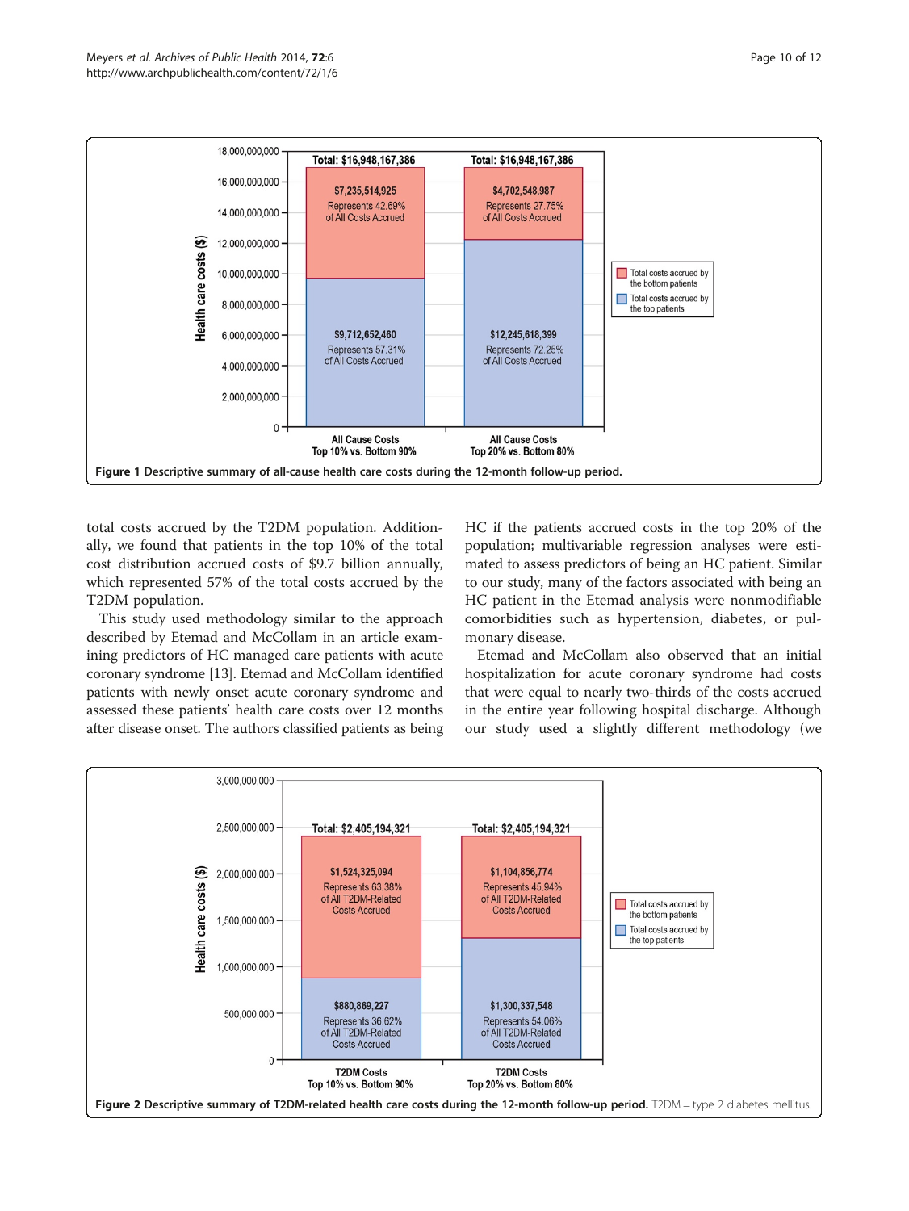Figure 1 Descriptive summary of all-cause health care costs during the 12-month follow-up period.

total costs accrued by the T2DM population. Additionally, we found that patients in the top 10% of the total cost distribution accrued costs of $9.7 billion annually, which represented 57% of the total costs accrued by the T2DM population.

This study used methodology similar to the approach described by Etemad and McCollam in an article examining predictors of HC managed care patients with acute coronary syndrome [13]. Etemad and McCollam identified patients with newly onset acute coronary syndrome and assessed these patients' health care costs over 12 months after disease onset. The authors classified patients as being HC if the patients accrued costs in the top 20% of the population; multivariable regression analyses were estimated to assess predictors of being an HC patient. Similar to our study, many of the factors associated with being an HC patient in the Etemad analysis were nonmodifiable comorbidities such as hypertension, diabetes, or pulmonary disease.

Etemad and McCollam also observed that an initial hospitalization for acute coronary syndrome had costs that were equal to nearly two-thirds of the costs accrued in the entire year following hospital discharge. Although our study used a slightly different methodology (we

Figure 2 Descriptive summary of T2DM-related health care costs during the 12-month follow-up period. T2DM = type 2 diabetes mellitus.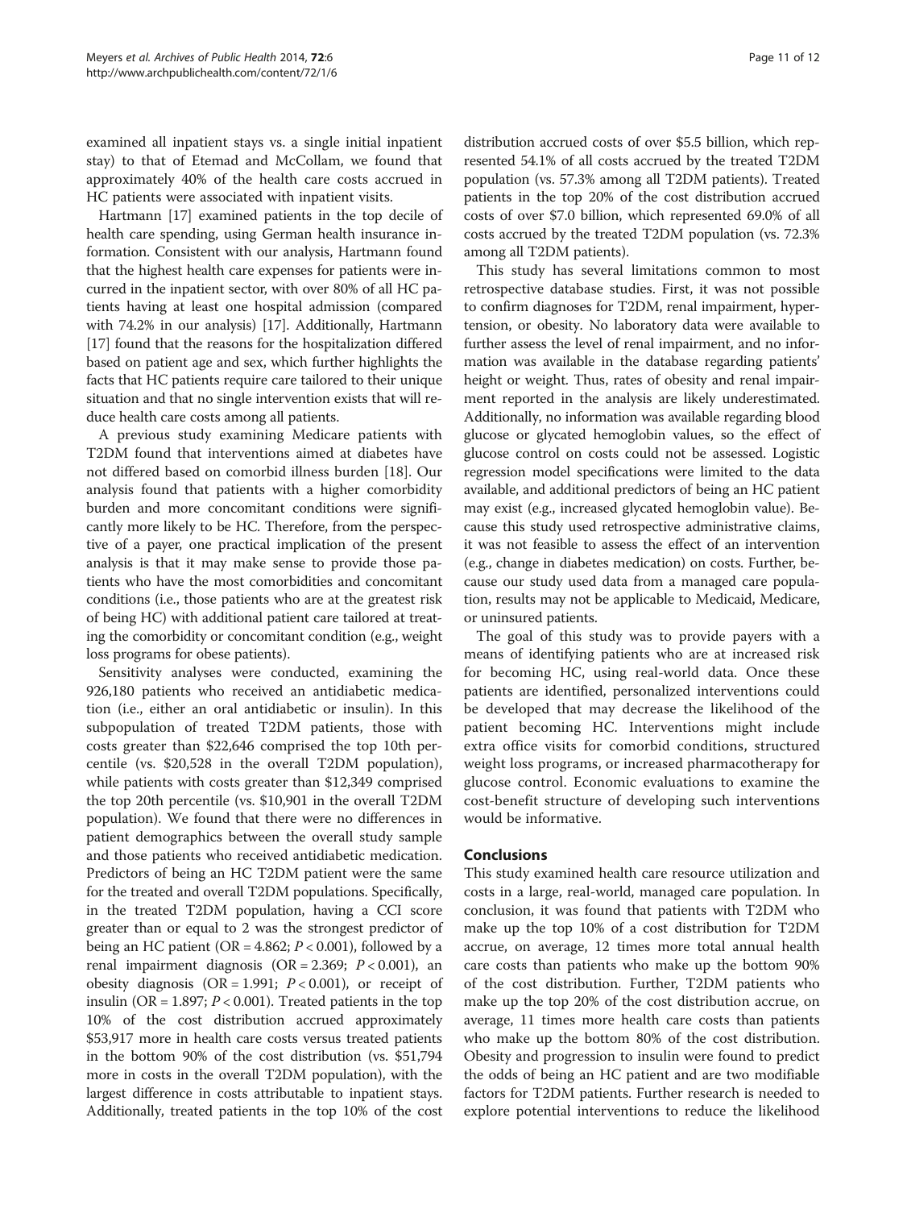examined all inpatient stays vs. a single initial inpatient stay) to that of Etemad and McCollam, we found that approximately 40% of the health care costs accrued in HC patients were associated with inpatient visits.

Hartmann [17] examined patients in the top decile of health care spending, using German health insurance information. Consistent with our analysis, Hartmann found that the highest health care expenses for patients were incurred in the inpatient sector, with over 80% of all HC patients having at least one hospital admission (compared with 74.2% in our analysis) [17]. Additionally, Hartmann [17] found that the reasons for the hospitalization differed based on patient age and sex, which further highlights the facts that HC patients require care tailored to their unique situation and that no single intervention exists that will reduce health care costs among all patients.

A previous study examining Medicare patients with T2DM found that interventions aimed at diabetes have not differed based on comorbid illness burden [18]. Our analysis found that patients with a higher comorbidity burden and more concomitant conditions were significantly more likely to be HC. Therefore, from the perspective of a payer, one practical implication of the present analysis is that it may make sense to provide those patients who have the most comorbidities and concomitant conditions (i.e., those patients who are at the greatest risk of being HC) with additional patient care tailored at treating the comorbidity or concomitant condition (e.g., weight loss programs for obese patients).

Sensitivity analyses were conducted, examining the 926,180 patients who received an antidiabetic medication (i.e., either an oral antidiabetic or insulin). In this subpopulation of treated T2DM patients, those with costs greater than $22,646 comprised the top 10th percentile (vs. $20,528 in the overall T2DM population), while patients with costs greater than $12,349 comprised the top 20th percentile (vs. $10,901 in the overall T2DM population). We found that there were no differences in patient demographics between the overall study sample and those patients who received antidiabetic medication. Predictors of being an HC T2DM patient were the same for the treated and overall T2DM populations. Specifically, in the treated T2DM population, having a CCI score greater than or equal to 2 was the strongest predictor of being an HC patient (OR = 4.862; $P < 0.001$), followed by a renal impairment diagnosis (OR = 2.369; $P < 0.001$), an obesity diagnosis (OR = 1.991; $P < 0.001$), or receipt of insulin (OR = 1.897; $P < 0.001$). Treated patients in the top 10% of the cost distribution accrued approximately $53,917 more in health care costs versus treated patients in the bottom 90% of the cost distribution (vs. $51,794 more in costs in the overall T2DM population), with the largest difference in costs attributable to inpatient stays. Additionally, treated patients in the top 10% of the cost distribution accrued costs of over $5.5 billion, which represented 54.1% of all costs accrued by the treated T2DM population (vs. 57.3% among all T2DM patients). Treated patients in the top 20% of the cost distribution accrued costs of over $7.0 billion, which represented 69.0% of all costs accrued by the treated T2DM population (vs. 72.3% among all T2DM patients).

This study has several limitations common to most retrospective database studies. First, it was not possible to confirm diagnoses for T2DM, renal impairment, hypertension, or obesity. No laboratory data were available to further assess the level of renal impairment, and no information was available in the database regarding patients' height or weight. Thus, rates of obesity and renal impairment reported in the analysis are likely underestimated. Additionally, no information was available regarding blood glucose or glycated hemoglobin values, so the effect of glucose control on costs could not be assessed. Logistic regression model specifications were limited to the data available, and additional predictors of being an HC patient may exist (e.g., increased glycated hemoglobin value). Because this study used retrospective administrative claims, it was not feasible to assess the effect of an intervention (e.g., change in diabetes medication) on costs. Further, because our study used data from a managed care population, results may not be applicable to Medicaid, Medicare, or uninsured patients.

The goal of this study was to provide payers with a means of identifying patients who are at increased risk for becoming HC, using real-world data. Once these patients are identified, personalized interventions could be developed that may decrease the likelihood of the patient becoming HC. Interventions might include extra office visits for comorbid conditions, structured weight loss programs, or increased pharmacotherapy for glucose control. Economic evaluations to examine the cost-benefit structure of developing such interventions would be informative.

## Conclusions

This study examined health care resource utilization and costs in a large, real-world, managed care population. In conclusion, it was found that patients with T2DM who make up the top 10% of a cost distribution for T2DM accrue, on average, 12 times more total annual health care costs than patients who make up the bottom 90% of the cost distribution. Further, T2DM patients who make up the top 20% of the cost distribution accrue, on average, 11 times more health care costs than patients who make up the bottom 80% of the cost distribution. Obesity and progression to insulin were found to predict the odds of being an HC patient and are two modifiable factors for T2DM patients. Further research is needed to explore potential interventions to reduce the likelihood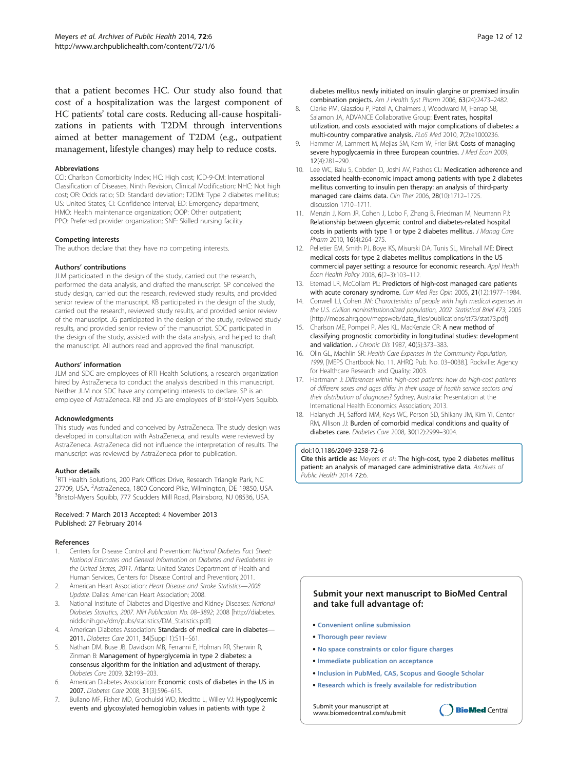that a patient becomes HC. Our study also found that cost of a hospitalization was the largest component of HC patients' total care costs. Reducing all-cause hospitalizations in patients with T2DM through interventions aimed at better management of T2DM (e.g., outpatient management, lifestyle changes) may help to reduce costs.

### Abbreviations

CCI: Charlson Comorbidity Index; HC: High cost; ICD-9-CM: International Classification of Diseases, Ninth Revision, Clinical Modification; NHC: Not high cost; OR: Odds ratio; SD: Standard deviation; T2DM: Type 2 diabetes mellitus; US: United States; CI: Confidence interval; ED: Emergency department; HMO: Health maintenance organization; OOP: Other outpatient; PPO: Preferred provider organization; SNF: Skilled nursing facility.

### Competing interests

The authors declare that they have no competing interests.

### Authors' contributions

JLM participated in the design of the study, carried out the research, performed the data analysis, and drafted the manuscript. SP conceived the study design, carried out the research, reviewed study results, and provided senior review of the manuscript. KB participated in the design of the study, carried out the research, reviewed study results, and provided senior review of the manuscript. JG participated in the design of the study, reviewed study results, and provided senior review of the manuscript. SDC participated in the design of the study, assisted with the data analysis, and helped to draft the manuscript. All authors read and approved the final manuscript.

### Authors' information

JLM and SDC are employees of RTI Health Solutions, a research organization hired by AstraZeneca to conduct the analysis described in this manuscript. Neither JLM nor SDC have any competing interests to declare. SP is an employee of AstraZeneca. KB and JG are employees of Bristol-Myers Squibb.

### Acknowledgments

This study was funded and conceived by AstraZeneca. The study design was developed in consultation with AstraZeneca, and results were reviewed by AstraZeneca. AstraZeneca did not influence the interpretation of results. The manuscript was reviewed by AstraZeneca prior to publication.

### Author details

[1]RTI Health Solutions, 200 Park Offices Drive, Research Triangle Park, NC 27709, USA. [2]AstraZeneca, 1800 Concord Pike, Wilmington, DE 19850, USA. [3]Bristol-Myers Squibb, 777 Scudders Mill Road, Plainsboro, NJ 08536, USA.

Received: 7 March 2013 Accepted: 4 November 2013
Published: 27 February 2014

### References

1. Centers for Disease Control and Prevention: *National Diabetes Fact Sheet: National Estimates and General Information on Diabetes and Prediabetes in the United States, 2011.* Atlanta: United States Department of Health and Human Services, Centers for Disease Control and Prevention; 2011.
2. American Heart Association: *Heart Disease and Stroke Statistics—2008 Update.* Dallas: American Heart Association; 2008.
3. National Institute of Diabetes and Digestive and Kidney Diseases: *National Diabetes Statistics, 2007. NIH Publication No. 08–3892*; 2008 [http://diabetes.niddk.nih.gov/dm/pubs/statistics/DM_Statistics.pdf]
4. American Diabetes Association: **Standards of medical care in diabetes—2011.** *Diabetes Care* 2011, **34**(Suppl 1):S11–S61.
5. Nathan DM, Buse JB, Davidson MB, Ferranni E, Holman RR, Sherwin R, Zinman B: **Management of hyperglycemia in type 2 diabetes: a consensus algorithm for the initiation and adjustment of therapy.** *Diabetes Care* 2009, 32:193–203.
6. American Diabetes Association: **Economic costs of diabetes in the US in 2007.** *Diabetes Care* 2008, **31**(3):596–615.
7. Bullano MF, Fisher MD, Grochulski WD, Meditto L, Willey VJ: **Hypoglycemic events and glycosylated hemoglobin values in patients with type 2 diabetes mellitus newly initiated on insulin glargine or premixed insulin combination projects.** *Am J Health Syst Pharm* 2006, **63**(24):2473–2482.
8. Clarke PM, Glasziou P, Patel A, Chalmers J, Woodward M, Harrap SB, Salamon JA, ADVANCE Collaborative Group: **Event rates, hospital utilization, and costs associated with major complications of diabetes: a multi-country comparative analysis.** *PLoS Med* 2010, **7**(2):e1000236.
9. Hammer M, Lammert M, Mejias SM, Kern W, Frier BM: **Costs of managing severe hypoglycaemia in three European countries.** *J Med Econ* 2009, **12**(4):281–290.
10. Lee WC, Balu S, Cobden D, Joshi AV, Pashos CL: **Medication adherence and associated health-economic impact among patients with type 2 diabetes mellitus converting to insulin pen therapy: an analysis of third-party managed care claims data.** *Clin Ther* 2006, **28**(10):1712–1725. discussion 1710–1711.
11. Menzin J, Korn JR, Cohen J, Lobo F, Zhang B, Friedman M, Neumann PJ: **Relationship between glycemic control and diabetes-related hospital costs in patients with type 1 or type 2 diabetes mellitus.** *J Manag Care Pharm* 2010, **16**(4):264–275.
12. Pelletier EM, Smith PJ, Boye KS, Misurski DA, Tunis SL, Minshall ME: **Direct medical costs for type 2 diabetes mellitus complications in the US commercial payer setting: a resource for economic research.** *Appl Health Econ Health Policy* 2008, **6**(2–3):103–112.
13. Etemad LR, McCollam PL: **Predictors of high-cost managed care patients with acute coronary syndrome.** *Curr Med Res Opin* 2005, **21**(12):1977–1984.
14. Conwell LJ, Cohen JW: *Characteristics of people with high medical expenses in the U.S. civilian noninstitutionalized population, 2002. Statistical Brief #73*; 2005 [http://meps.ahrq.gov/mepsweb/data_files/publications/st73/stat73.pdf]
15. Charlson ME, Pompei P, Ales KL, MacKenzie CR: **A new method of classifying prognostic comorbidity in longitudinal studies: development and validation.** *J Chronic Dis* 1987, **40**(5):373–383.
16. Olin GL, Machlin SR: *Health Care Expenses in the Community Population, 1999*, [MEPS Chartbook No. 11. AHRQ Pub. No. 03–0038.]. Rockville: Agency for Healthcare Research and Quality; 2003.
17. Hartmann J: *Differences within high-cost patients: how do high-cost patients of different sexes and ages differ in their usage of health service sectors and their distribution of diagnoses?* Sydney, Australia: Presentation at the International Health Economics Association; 2013.
18. Halanych JH, Safford MM, Keys WC, Person SD, Shikany JM, Kim YI, Centor RM, Allison JJ: **Burden of comorbid medical conditions and quality of diabetes care.** *Diabetes Care* 2008, **30**(12):2999–3004.

doi:10.1186/2049-3258-72-6
**Cite this article as:** Meyers *et al.*: The high-cost, type 2 diabetes mellitus patient: an analysis of managed care administrative data. *Archives of Public Health* 2014 **72**:6.

**Submit your next manuscript to BioMed Central and take full advantage of:**

- **Convenient online submission**
- **Thorough peer review**
- **No space constraints or color figure charges**
- **Immediate publication on acceptance**
- **Inclusion in PubMed, CAS, Scopus and Google Scholar**
- **Research which is freely available for redistribution**

Submit your manuscript at www.biomedcentral.com/submit

BioMed Central